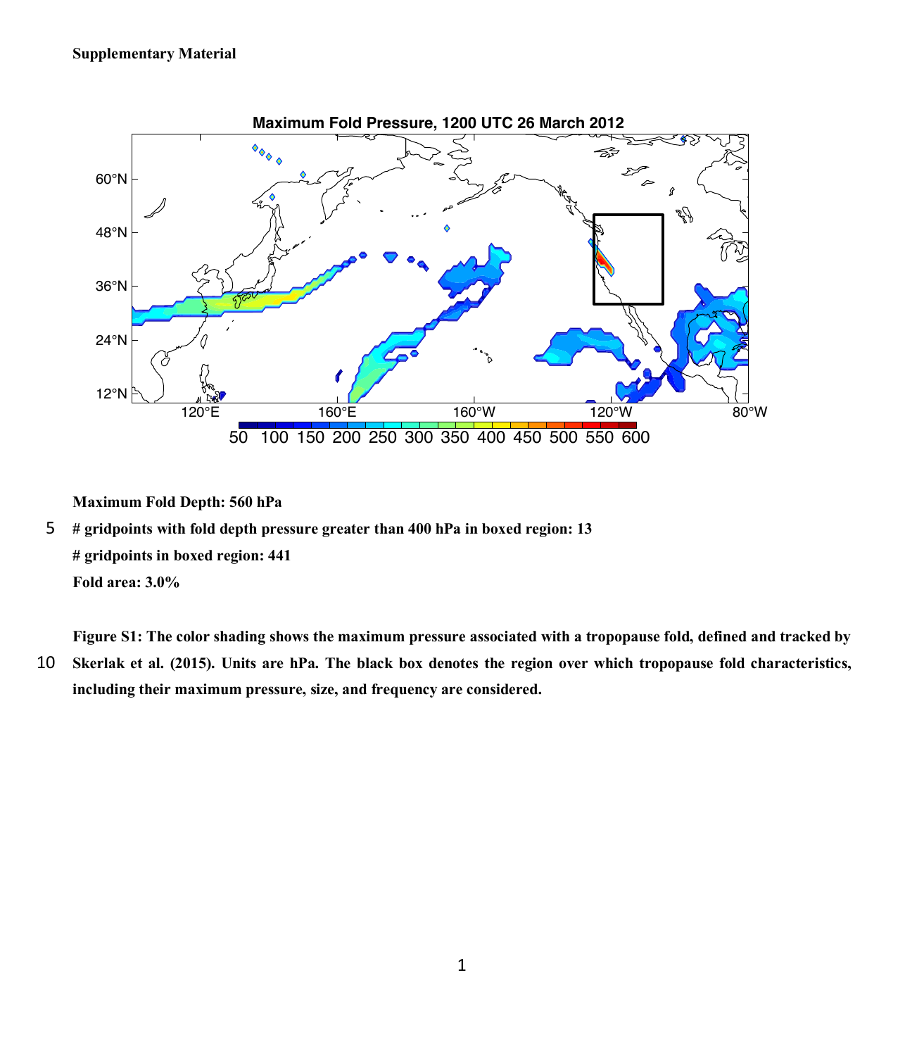**Supplementary Material**

**Maximum Fold Depth: 560 hPa**

**# gridpoints with fold depth pressure greater than 400 hPa in boxed region: 13**

**# gridpoints in boxed region: 441**

**Fold area: 3.0%**

**Figure S1: The color shading shows the maximum pressure associated with a tropopause fold, defined and tracked by Skerlak et al. (2015). Units are hPa. The black box denotes the region over which tropopause fold characteristics, including their maximum pressure, size, and frequency are considered.**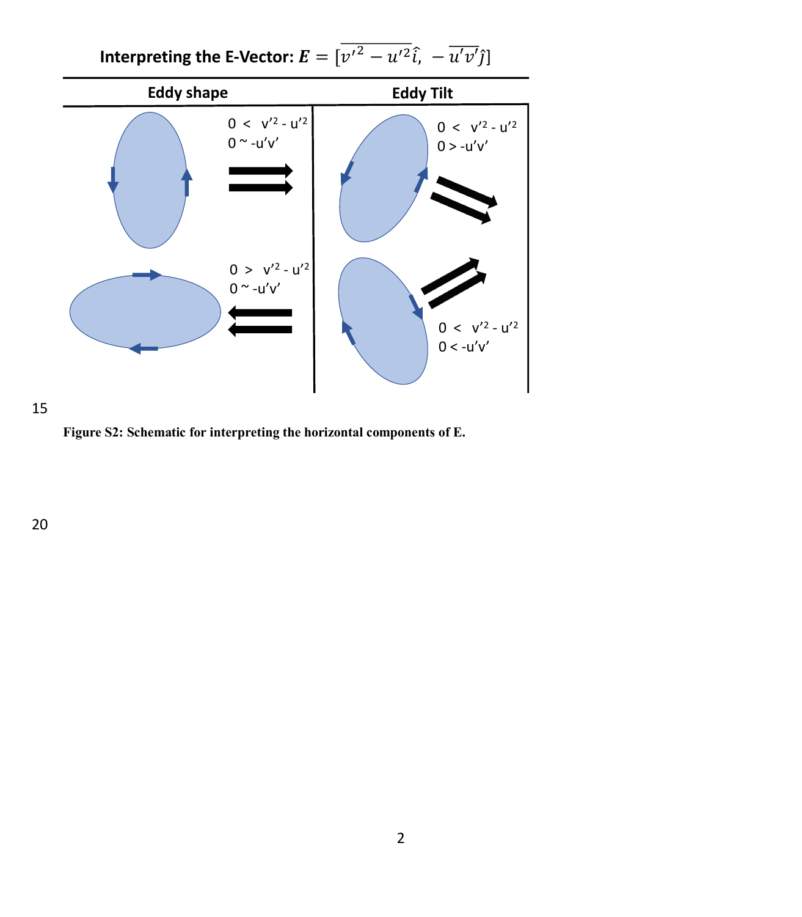**Interpreting the E-Vector:** $\boldsymbol{E} = [\overline{v'^2 - u'^2}\hat{\imath},\ -\overline{u'v'}\hat{\jmath}]$

| Eddy shape | Eddy Tilt |
| --- | --- |
| $0 < v'^2 - u'^2$<br>$0 \sim -u'v'$ | $0 < v'^2 - u'^2$<br>$0 > -u'v'$ |
| $0 > v'^2 - u'^2$<br>$0 \sim -u'v'$ | $0 < v'^2 - u'^2$<br>$0 < -u'v'$ |

**Figure S2: Schematic for interpreting the horizontal components of E.**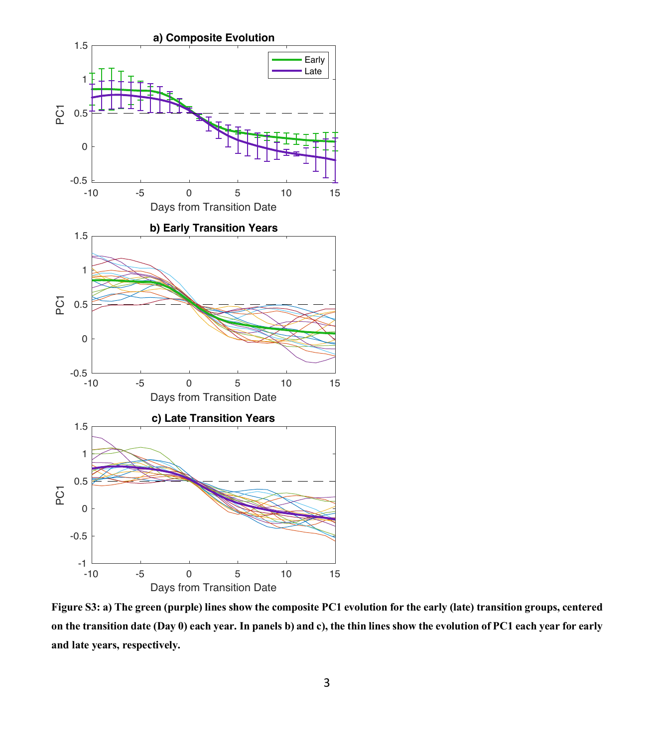**Figure S3: a) The green (purple) lines show the composite PC1 evolution for the early (late) transition groups, centered on the transition date (Day 0) each year. In panels b) and c), the thin lines show the evolution of PC1 each year for early and late years, respectively.**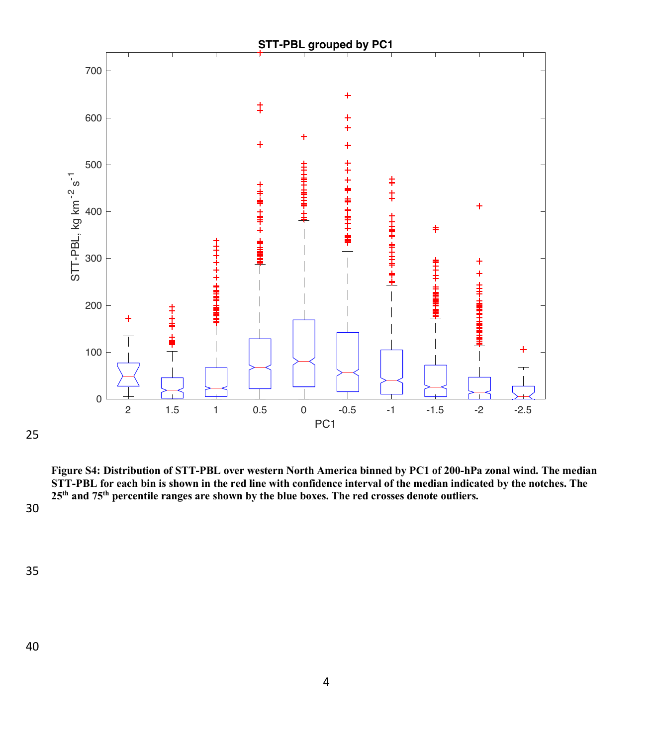**Figure S4: Distribution of STT-PBL over western North America binned by PC1 of 200-hPa zonal wind. The median STT-PBL for each bin is shown in the red line with confidence interval of the median indicated by the notches. The 25th and 75th percentile ranges are shown by the blue boxes. The red crosses denote outliers.**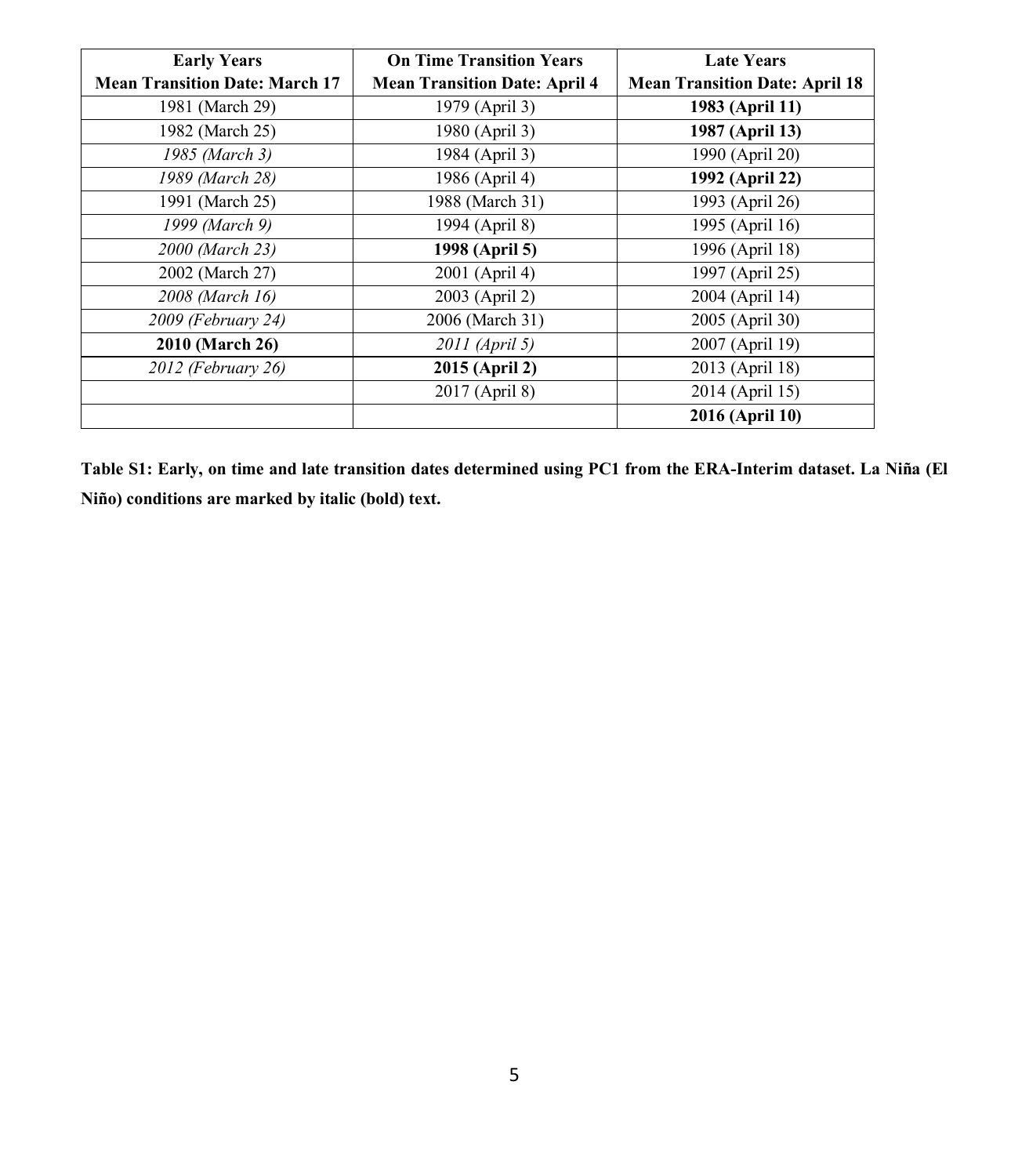| **Early Years**<br>**Mean Transition Date: March 17** | **On Time Transition Years**<br>**Mean Transition Date: April 4** | **Late Years**<br>**Mean Transition Date: April 18** |
|---|---|---|
| 1981 (March 29) | 1979 (April 3) | **1983 (April 11)** |
| 1982 (March 25) | 1980 (April 3) | **1987 (April 13)** |
| *1985 (March 3)* | 1984 (April 3) | 1990 (April 20) |
| *1989 (March 28)* | 1986 (April 4) | **1992 (April 22)** |
| 1991 (March 25) | 1988 (March 31) | 1993 (April 26) |
| *1999 (March 9)* | 1994 (April 8) | 1995 (April 16) |
| *2000 (March 23)* | **1998 (April 5)** | 1996 (April 18) |
| 2002 (March 27) | 2001 (April 4) | 1997 (April 25) |
| *2008 (March 16)* | 2003 (April 2) | 2004 (April 14) |
| *2009 (February 24)* | 2006 (March 31) | 2005 (April 30) |
| **2010 (March 26)** | *2011 (April 5)* | 2007 (April 19) |
| *2012 (February 26)* | **2015 (April 2)** | 2013 (April 18) |
| | 2017 (April 8) | 2014 (April 15) |
| | | **2016 (April 10)** |

**Table S1: Early, on time and late transition dates determined using PC1 from the ERA-Interim dataset. La Niña (El Niño) conditions are marked by italic (bold) text.**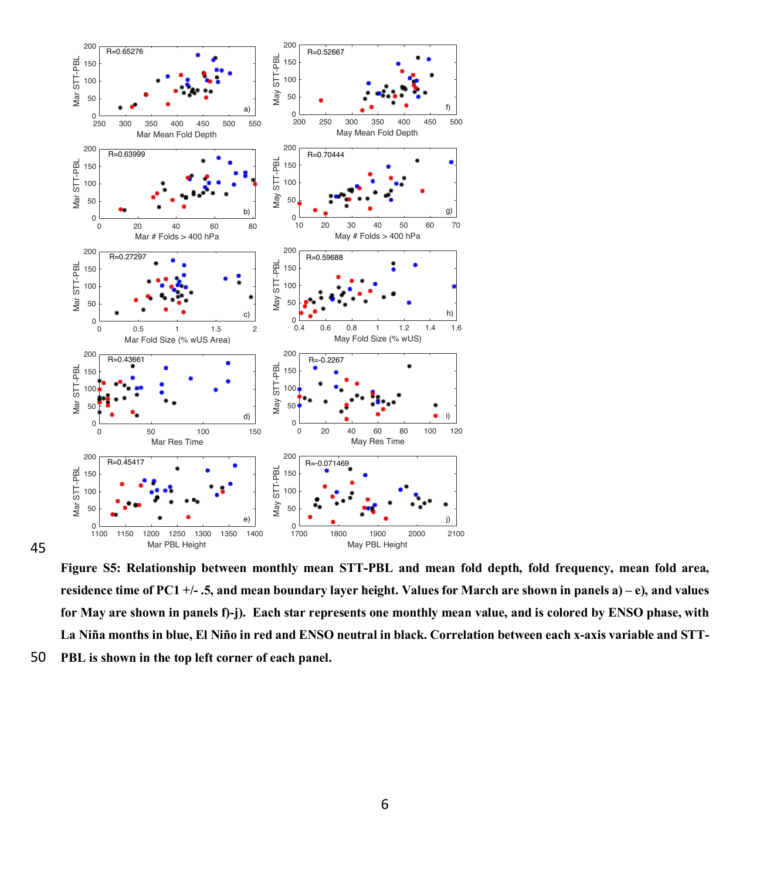**Figure S5: Relationship between monthly mean STT-PBL and mean fold depth, fold frequency, mean fold area, residence time of PC1 +/- .5, and mean boundary layer height. Values for March are shown in panels a) – e), and values for May are shown in panels f)-j). Each star represents one monthly mean value, and is colored by ENSO phase, with La Niña months in blue, El Niño in red and ENSO neutral in black. Correlation between each x-axis variable and STT-PBL is shown in the top left corner of each panel.**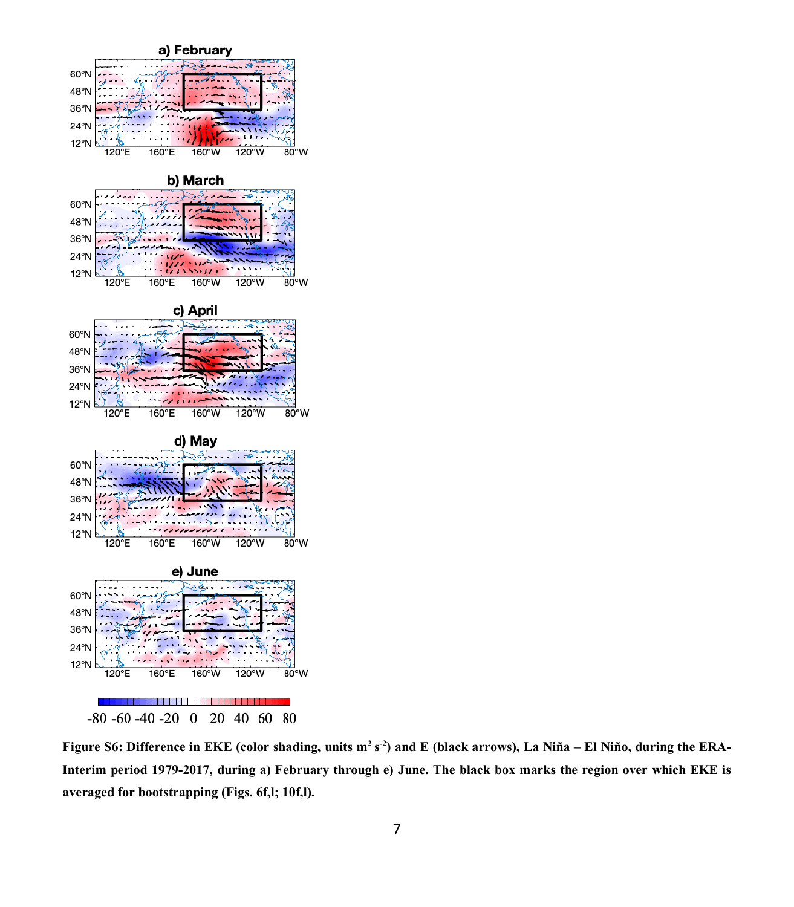a) February

60°N
48°N
36°N
24°N
12°N
120°E 160°E 160°W 120°W 80°W

b) March

60°N
48°N
36°N
24°N
12°N
120°E 160°E 160°W 120°W 80°W

c) April

60°N
48°N
36°N
24°N
12°N
120°E 160°E 160°W 120°W 80°W

d) May

60°N
48°N
36°N
24°N
12°N
120°E 160°E 160°W 120°W 80°W

e) June

60°N
48°N
36°N
24°N
12°N
120°E 160°E 160°W 120°W 80°W

-80 -60 -40 -20 0 20 40 60 80

**Figure S6: Difference in EKE (color shading, units $m^2 s^{-2}$) and E (black arrows), La Niña – El Niño, during the ERA-Interim period 1979-2017, during a) February through e) June. The black box marks the region over which EKE is averaged for bootstrapping (Figs. 6f,l; 10f,l).**